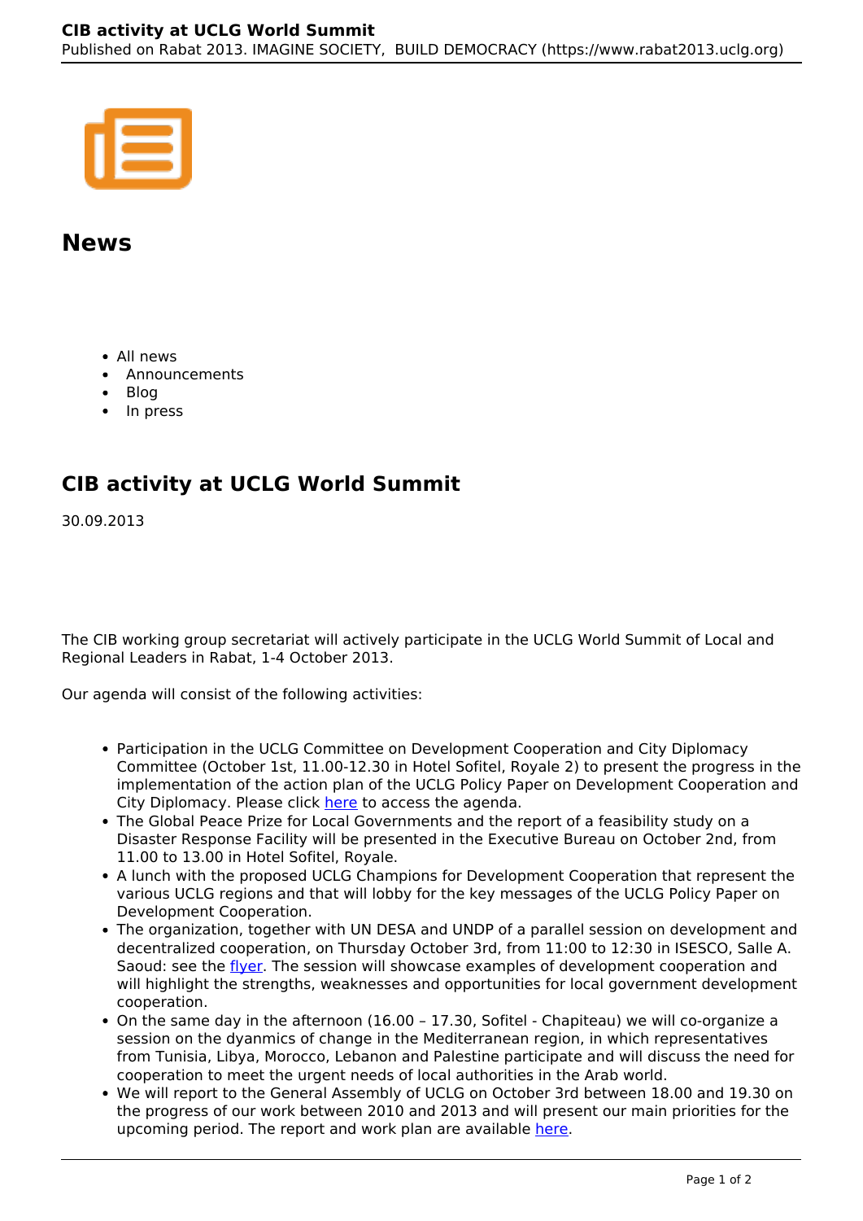# News

- All news
- Announcements
- Blog
- In press

## CIB activity at UCLG World Summit

30.09.2013

The CIB working group secretariat will actively participate in the UCLG World Summit of Local and Regional Leaders in Rabat, 1-4 October 2013.

Our agenda will consist of the following activities:

- Participation in the UCLG Committee on Development Cooperation and City Diplomacy Committee (October 1st, 11.00-12.30 in Hotel Sofitel, Royale 2) to present the progress in the implementation of the action plan of the UCLG Policy Paper on Development Cooperation and City Diplomacy. Please click here to access the agenda.
- The Global Peace Prize for Local Governments and the report of a feasibility study on a Disaster Response Facility will be presented in the Executive Bureau on October 2nd, from 11.00 to 13.00 in Hotel Sofitel, Royale.
- A lunch with the proposed UCLG Champions for Development Cooperation that represent the various UCLG regions and that will lobby for the key messages of the UCLG Policy Paper on Development Cooperation.
- The organization, together with UN DESA and UNDP of a parallel session on development and decentralized cooperation, on Thursday October 3rd, from 11:00 to 12:30 in ISESCO, Salle A. Saoud: see the flyer. The session will showcase examples of development cooperation and will highlight the strengths, weaknesses and opportunities for local government development cooperation.
- On the same day in the afternoon (16.00 – 17.30, Sofitel - Chapiteau) we will co-organize a session on the dyanmics of change in the Mediterranean region, in which representatives from Tunisia, Libya, Morocco, Lebanon and Palestine participate and will discuss the need for cooperation to meet the urgent needs of local authorities in the Arab world.
- We will report to the General Assembly of UCLG on October 3rd between 18.00 and 19.30 on the progress of our work between 2010 and 2013 and will present our main priorities for the upcoming period. The report and work plan are available here.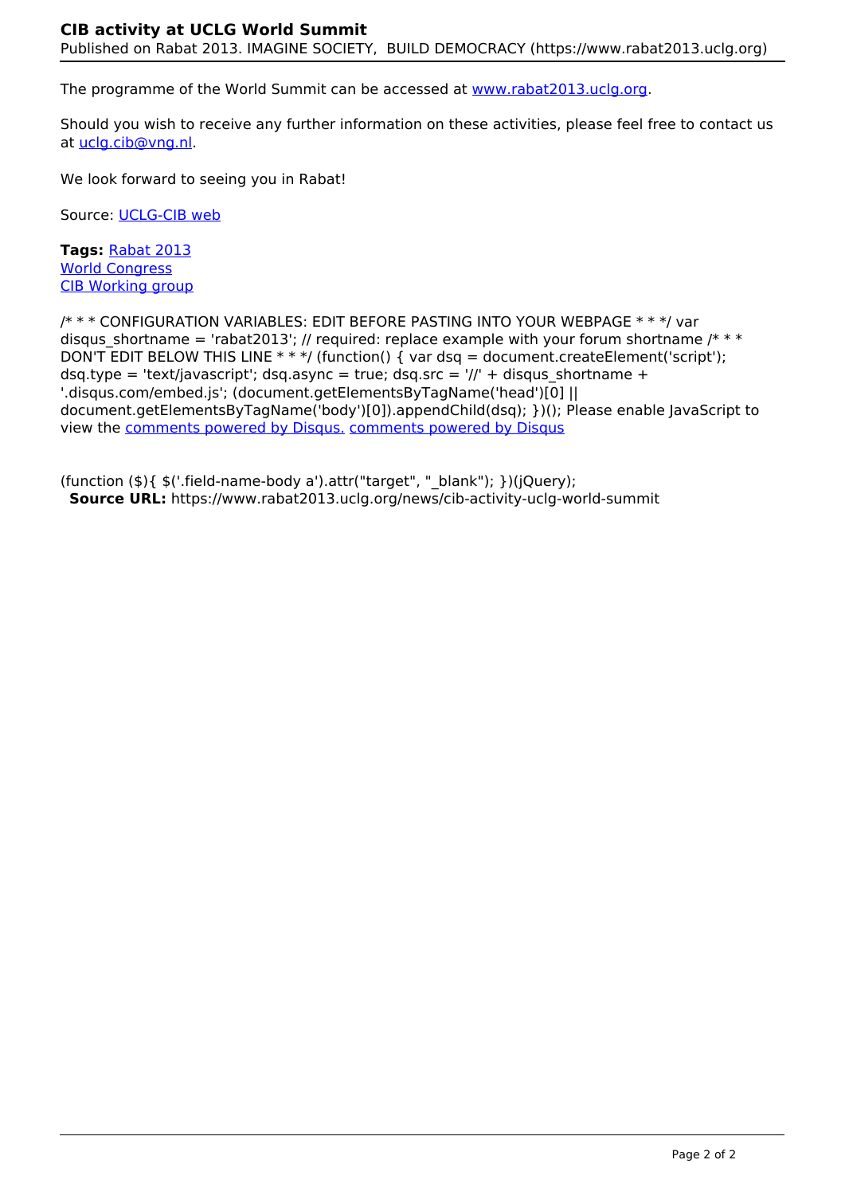The programme of the World Summit can be accessed at www.rabat2013.uclg.org.

Should you wish to receive any further information on these activities, please feel free to contact us at uclg.cib@vng.nl.

We look forward to seeing you in Rabat!

Source: UCLG-CIB web

**Tags:** Rabat 2013
World Congress
CIB Working group

/* * * CONFIGURATION VARIABLES: EDIT BEFORE PASTING INTO YOUR WEBPAGE * * */ var disqus_shortname = 'rabat2013'; // required: replace example with your forum shortname /* * * DON'T EDIT BELOW THIS LINE * * */ (function() { var dsq = document.createElement('script'); dsq.type = 'text/javascript'; dsq.async = true; dsq.src = '//' + disqus_shortname + '.disqus.com/embed.js'; (document.getElementsByTagName('head')[0] || document.getElementsByTagName('body')[0]).appendChild(dsq); })(); Please enable JavaScript to view the comments powered by Disqus. comments powered by Disqus

(function ($){ $('.field-name-body a').attr("target", "_blank"); })(jQuery);
**Source URL:** https://www.rabat2013.uclg.org/news/cib-activity-uclg-world-summit